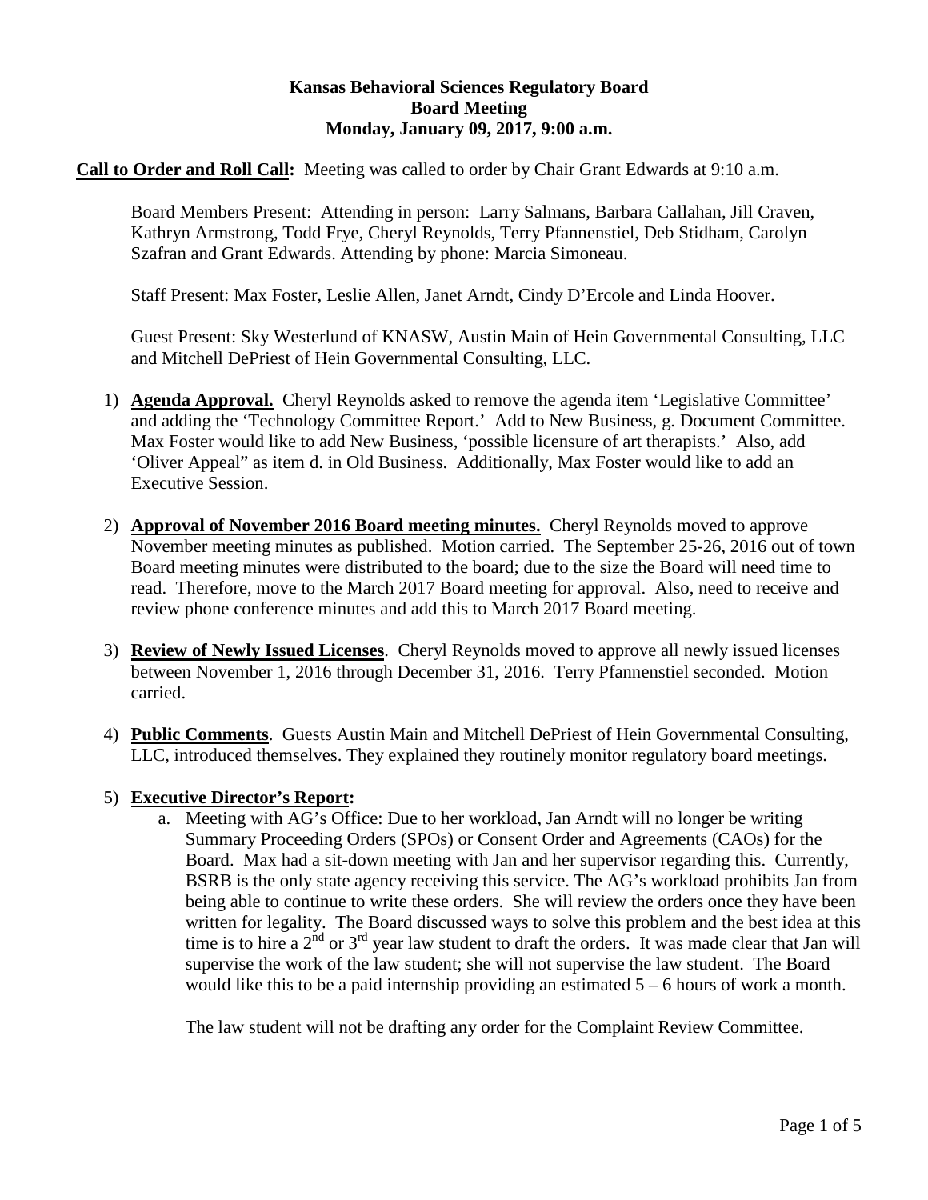**Kansas Behavioral Sciences Regulatory Board**
**Board Meeting**
**Monday, January 09, 2017, 9:00 a.m.**

**Call to Order and Roll Call:** Meeting was called to order by Chair Grant Edwards at 9:10 a.m.

Board Members Present: Attending in person: Larry Salmans, Barbara Callahan, Jill Craven, Kathryn Armstrong, Todd Frye, Cheryl Reynolds, Terry Pfannenstiel, Deb Stidham, Carolyn Szafran and Grant Edwards. Attending by phone: Marcia Simoneau.

Staff Present: Max Foster, Leslie Allen, Janet Arndt, Cindy D'Ercole and Linda Hoover.

Guest Present: Sky Westerlund of KNASW, Austin Main of Hein Governmental Consulting, LLC and Mitchell DePriest of Hein Governmental Consulting, LLC.

1) **Agenda Approval.** Cheryl Reynolds asked to remove the agenda item 'Legislative Committee' and adding the 'Technology Committee Report.' Add to New Business, g. Document Committee. Max Foster would like to add New Business, 'possible licensure of art therapists.' Also, add 'Oliver Appeal" as item d. in Old Business. Additionally, Max Foster would like to add an Executive Session.

2) **Approval of November 2016 Board meeting minutes.** Cheryl Reynolds moved to approve November meeting minutes as published. Motion carried. The September 25-26, 2016 out of town Board meeting minutes were distributed to the board; due to the size the Board will need time to read. Therefore, move to the March 2017 Board meeting for approval. Also, need to receive and review phone conference minutes and add this to March 2017 Board meeting.

3) **Review of Newly Issued Licenses**. Cheryl Reynolds moved to approve all newly issued licenses between November 1, 2016 through December 31, 2016. Terry Pfannenstiel seconded. Motion carried.

4) **Public Comments**. Guests Austin Main and Mitchell DePriest of Hein Governmental Consulting, LLC, introduced themselves. They explained they routinely monitor regulatory board meetings.

5) **Executive Director's Report:**
   a. Meeting with AG's Office: Due to her workload, Jan Arndt will no longer be writing Summary Proceeding Orders (SPOs) or Consent Order and Agreements (CAOs) for the Board. Max had a sit-down meeting with Jan and her supervisor regarding this. Currently, BSRB is the only state agency receiving this service. The AG's workload prohibits Jan from being able to continue to write these orders. She will review the orders once they have been written for legality. The Board discussed ways to solve this problem and the best idea at this time is to hire a 2nd or 3rd year law student to draft the orders. It was made clear that Jan will supervise the work of the law student; she will not supervise the law student. The Board would like this to be a paid internship providing an estimated 5 – 6 hours of work a month.

   The law student will not be drafting any order for the Complaint Review Committee.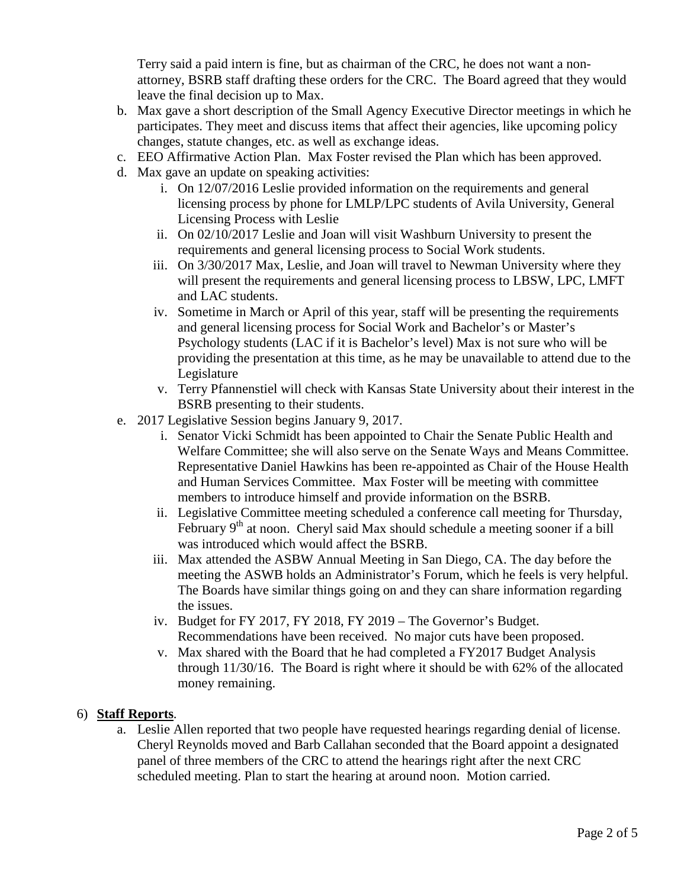Terry said a paid intern is fine, but as chairman of the CRC, he does not want a non-attorney, BSRB staff drafting these orders for the CRC. The Board agreed that they would leave the final decision up to Max.

b. Max gave a short description of the Small Agency Executive Director meetings in which he participates. They meet and discuss items that affect their agencies, like upcoming policy changes, statute changes, etc. as well as exchange ideas.
c. EEO Affirmative Action Plan. Max Foster revised the Plan which has been approved.
d. Max gave an update on speaking activities:
    i. On 12/07/2016 Leslie provided information on the requirements and general licensing process by phone for LMLP/LPC students of Avila University, General Licensing Process with Leslie
    ii. On 02/10/2017 Leslie and Joan will visit Washburn University to present the requirements and general licensing process to Social Work students.
    iii. On 3/30/2017 Max, Leslie, and Joan will travel to Newman University where they will present the requirements and general licensing process to LBSW, LPC, LMFT and LAC students.
    iv. Sometime in March or April of this year, staff will be presenting the requirements and general licensing process for Social Work and Bachelor's or Master's Psychology students (LAC if it is Bachelor's level) Max is not sure who will be providing the presentation at this time, as he may be unavailable to attend due to the Legislature
    v. Terry Pfannenstiel will check with Kansas State University about their interest in the BSRB presenting to their students.
e. 2017 Legislative Session begins January 9, 2017.
    i. Senator Vicki Schmidt has been appointed to Chair the Senate Public Health and Welfare Committee; she will also serve on the Senate Ways and Means Committee. Representative Daniel Hawkins has been re-appointed as Chair of the House Health and Human Services Committee. Max Foster will be meeting with committee members to introduce himself and provide information on the BSRB.
    ii. Legislative Committee meeting scheduled a conference call meeting for Thursday, February 9th at noon. Cheryl said Max should schedule a meeting sooner if a bill was introduced which would affect the BSRB.
    iii. Max attended the ASBW Annual Meeting in San Diego, CA. The day before the meeting the ASWB holds an Administrator's Forum, which he feels is very helpful. The Boards have similar things going on and they can share information regarding the issues.
    iv. Budget for FY 2017, FY 2018, FY 2019 – The Governor's Budget. Recommendations have been received. No major cuts have been proposed.
    v. Max shared with the Board that he had completed a FY2017 Budget Analysis through 11/30/16. The Board is right where it should be with 62% of the allocated money remaining.

6) **Staff Reports**.
    a. Leslie Allen reported that two people have requested hearings regarding denial of license. Cheryl Reynolds moved and Barb Callahan seconded that the Board appoint a designated panel of three members of the CRC to attend the hearings right after the next CRC scheduled meeting. Plan to start the hearing at around noon. Motion carried.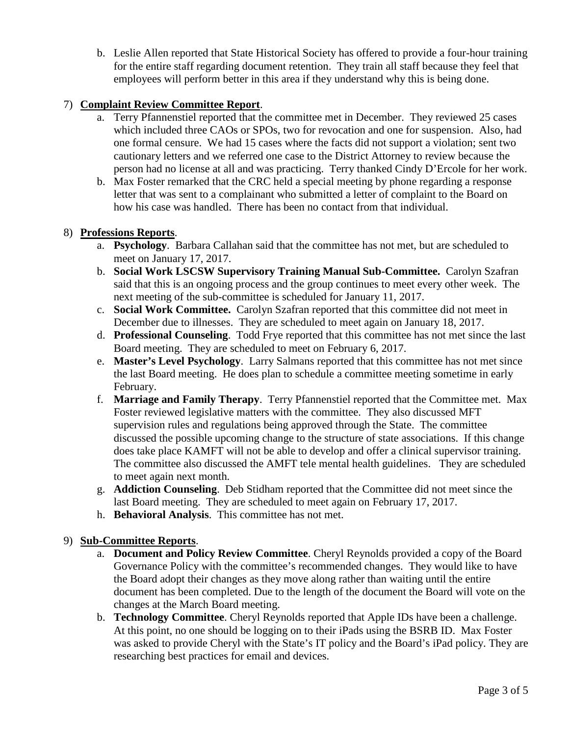b. Leslie Allen reported that State Historical Society has offered to provide a four-hour training for the entire staff regarding document retention. They train all staff because they feel that employees will perform better in this area if they understand why this is being done.

7) **Complaint Review Committee Report**.

   a. Terry Pfannenstiel reported that the committee met in December. They reviewed 25 cases which included three CAOs or SPOs, two for revocation and one for suspension. Also, had one formal censure. We had 15 cases where the facts did not support a violation; sent two cautionary letters and we referred one case to the District Attorney to review because the person had no license at all and was practicing. Terry thanked Cindy D'Ercole for her work.

   b. Max Foster remarked that the CRC held a special meeting by phone regarding a response letter that was sent to a complainant who submitted a letter of complaint to the Board on how his case was handled. There has been no contact from that individual.

8) **Professions Reports**.

   a. **Psychology**. Barbara Callahan said that the committee has not met, but are scheduled to meet on January 17, 2017.

   b. **Social Work LSCSW Supervisory Training Manual Sub-Committee.** Carolyn Szafran said that this is an ongoing process and the group continues to meet every other week. The next meeting of the sub-committee is scheduled for January 11, 2017.

   c. **Social Work Committee.** Carolyn Szafran reported that this committee did not meet in December due to illnesses. They are scheduled to meet again on January 18, 2017.

   d. **Professional Counseling**. Todd Frye reported that this committee has not met since the last Board meeting. They are scheduled to meet on February 6, 2017.

   e. **Master's Level Psychology**. Larry Salmans reported that this committee has not met since the last Board meeting. He does plan to schedule a committee meeting sometime in early February.

   f. **Marriage and Family Therapy**. Terry Pfannenstiel reported that the Committee met. Max Foster reviewed legislative matters with the committee. They also discussed MFT supervision rules and regulations being approved through the State. The committee discussed the possible upcoming change to the structure of state associations. If this change does take place KAMFT will not be able to develop and offer a clinical supervisor training. The committee also discussed the AMFT tele mental health guidelines. They are scheduled to meet again next month.

   g. **Addiction Counseling**. Deb Stidham reported that the Committee did not meet since the last Board meeting. They are scheduled to meet again on February 17, 2017.

   h. **Behavioral Analysis**. This committee has not met.

9) **Sub-Committee Reports**.

   a. **Document and Policy Review Committee**. Cheryl Reynolds provided a copy of the Board Governance Policy with the committee's recommended changes. They would like to have the Board adopt their changes as they move along rather than waiting until the entire document has been completed. Due to the length of the document the Board will vote on the changes at the March Board meeting.

   b. **Technology Committee**. Cheryl Reynolds reported that Apple IDs have been a challenge. At this point, no one should be logging on to their iPads using the BSRB ID. Max Foster was asked to provide Cheryl with the State's IT policy and the Board's iPad policy. They are researching best practices for email and devices.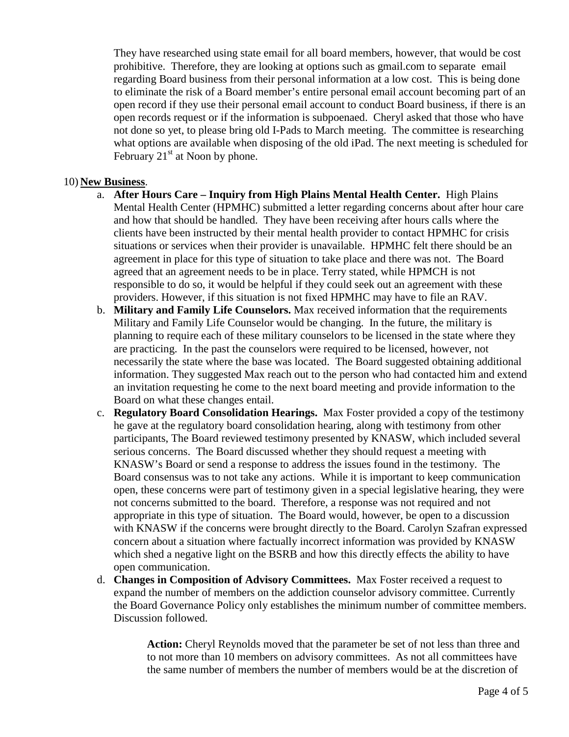They have researched using state email for all board members, however, that would be cost prohibitive. Therefore, they are looking at options such as gmail.com to separate email regarding Board business from their personal information at a low cost. This is being done to eliminate the risk of a Board member's entire personal email account becoming part of an open record if they use their personal email account to conduct Board business, if there is an open records request or if the information is subpoenaed. Cheryl asked that those who have not done so yet, to please bring old I-Pads to March meeting. The committee is researching what options are available when disposing of the old iPad. The next meeting is scheduled for February 21st at Noon by phone.

10) **New Business**.

a. **After Hours Care – Inquiry from High Plains Mental Health Center.** High Plains Mental Health Center (HPMHC) submitted a letter regarding concerns about after hour care and how that should be handled. They have been receiving after hours calls where the clients have been instructed by their mental health provider to contact HPMHC for crisis situations or services when their provider is unavailable. HPMHC felt there should be an agreement in place for this type of situation to take place and there was not. The Board agreed that an agreement needs to be in place. Terry stated, while HPMCH is not responsible to do so, it would be helpful if they could seek out an agreement with these providers. However, if this situation is not fixed HPMHC may have to file an RAV.

b. **Military and Family Life Counselors.** Max received information that the requirements Military and Family Life Counselor would be changing. In the future, the military is planning to require each of these military counselors to be licensed in the state where they are practicing. In the past the counselors were required to be licensed, however, not necessarily the state where the base was located. The Board suggested obtaining additional information. They suggested Max reach out to the person who had contacted him and extend an invitation requesting he come to the next board meeting and provide information to the Board on what these changes entail.

c. **Regulatory Board Consolidation Hearings.** Max Foster provided a copy of the testimony he gave at the regulatory board consolidation hearing, along with testimony from other participants, The Board reviewed testimony presented by KNASW, which included several serious concerns. The Board discussed whether they should request a meeting with KNASW's Board or send a response to address the issues found in the testimony. The Board consensus was to not take any actions. While it is important to keep communication open, these concerns were part of testimony given in a special legislative hearing, they were not concerns submitted to the board. Therefore, a response was not required and not appropriate in this type of situation. The Board would, however, be open to a discussion with KNASW if the concerns were brought directly to the Board. Carolyn Szafran expressed concern about a situation where factually incorrect information was provided by KNASW which shed a negative light on the BSRB and how this directly effects the ability to have open communication.

d. **Changes in Composition of Advisory Committees.** Max Foster received a request to expand the number of members on the addiction counselor advisory committee. Currently the Board Governance Policy only establishes the minimum number of committee members. Discussion followed.

> **Action:** Cheryl Reynolds moved that the parameter be set of not less than three and to not more than 10 members on advisory committees. As not all committees have the same number of members the number of members would be at the discretion of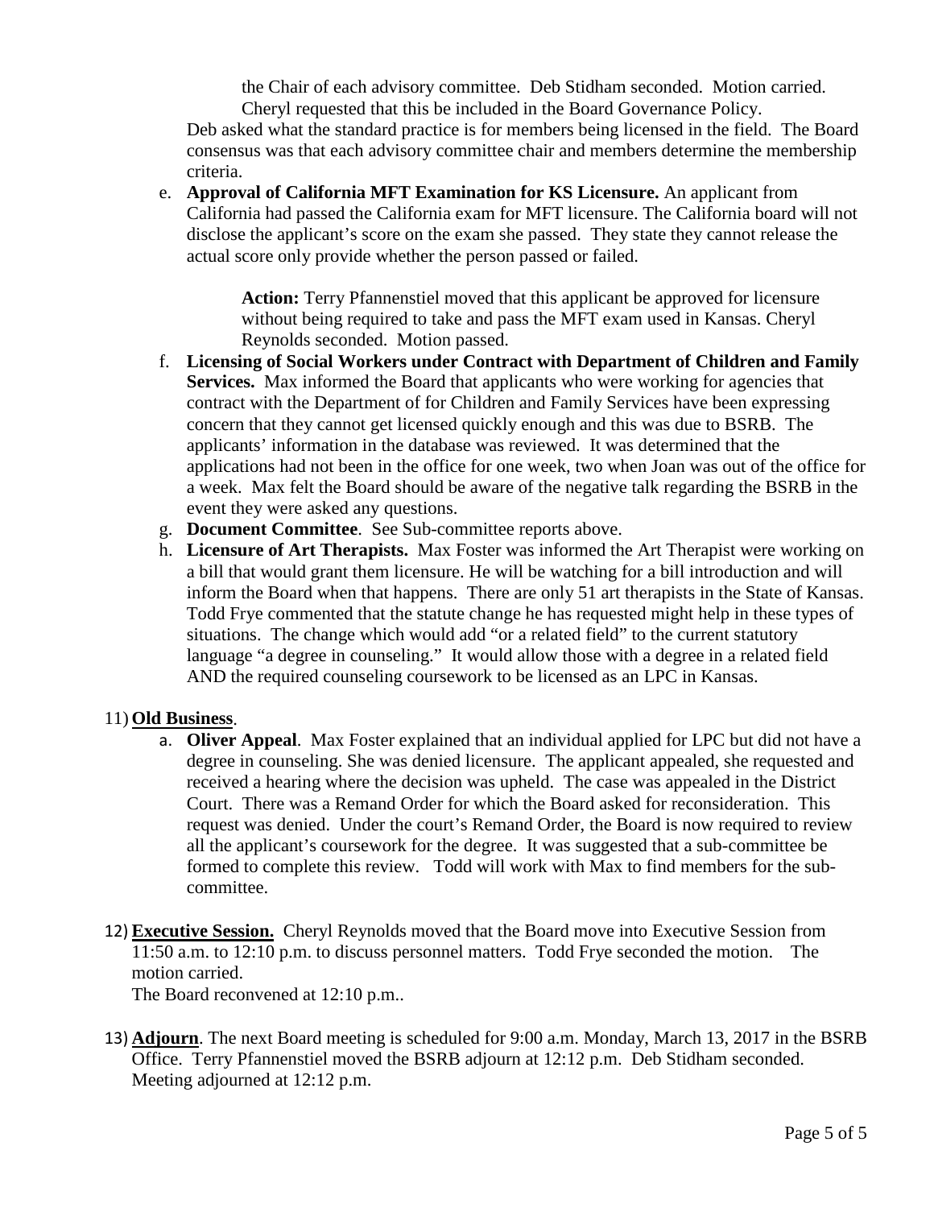the Chair of each advisory committee. Deb Stidham seconded. Motion carried. Cheryl requested that this be included in the Board Governance Policy.

Deb asked what the standard practice is for members being licensed in the field. The Board consensus was that each advisory committee chair and members determine the membership criteria.

e. **Approval of California MFT Examination for KS Licensure.** An applicant from California had passed the California exam for MFT licensure. The California board will not disclose the applicant's score on the exam she passed. They state they cannot release the actual score only provide whether the person passed or failed.

   **Action:** Terry Pfannenstiel moved that this applicant be approved for licensure without being required to take and pass the MFT exam used in Kansas. Cheryl Reynolds seconded. Motion passed.

f. **Licensing of Social Workers under Contract with Department of Children and Family Services.** Max informed the Board that applicants who were working for agencies that contract with the Department of for Children and Family Services have been expressing concern that they cannot get licensed quickly enough and this was due to BSRB. The applicants' information in the database was reviewed. It was determined that the applications had not been in the office for one week, two when Joan was out of the office for a week. Max felt the Board should be aware of the negative talk regarding the BSRB in the event they were asked any questions.

g. **Document Committee**. See Sub-committee reports above.

h. **Licensure of Art Therapists.** Max Foster was informed the Art Therapist were working on a bill that would grant them licensure. He will be watching for a bill introduction and will inform the Board when that happens. There are only 51 art therapists in the State of Kansas. Todd Frye commented that the statute change he has requested might help in these types of situations. The change which would add "or a related field" to the current statutory language "a degree in counseling." It would allow those with a degree in a related field AND the required counseling coursework to be licensed as an LPC in Kansas.

11) **Old Business**.

a. **Oliver Appeal**. Max Foster explained that an individual applied for LPC but did not have a degree in counseling. She was denied licensure. The applicant appealed, she requested and received a hearing where the decision was upheld. The case was appealed in the District Court. There was a Remand Order for which the Board asked for reconsideration. This request was denied. Under the court's Remand Order, the Board is now required to review all the applicant's coursework for the degree. It was suggested that a sub-committee be formed to complete this review. Todd will work with Max to find members for the sub-committee.

12) **Executive Session.** Cheryl Reynolds moved that the Board move into Executive Session from 11:50 a.m. to 12:10 p.m. to discuss personnel matters. Todd Frye seconded the motion. The motion carried.

The Board reconvened at 12:10 p.m..

13) **Adjourn**. The next Board meeting is scheduled for 9:00 a.m. Monday, March 13, 2017 in the BSRB Office. Terry Pfannenstiel moved the BSRB adjourn at 12:12 p.m. Deb Stidham seconded. Meeting adjourned at 12:12 p.m.